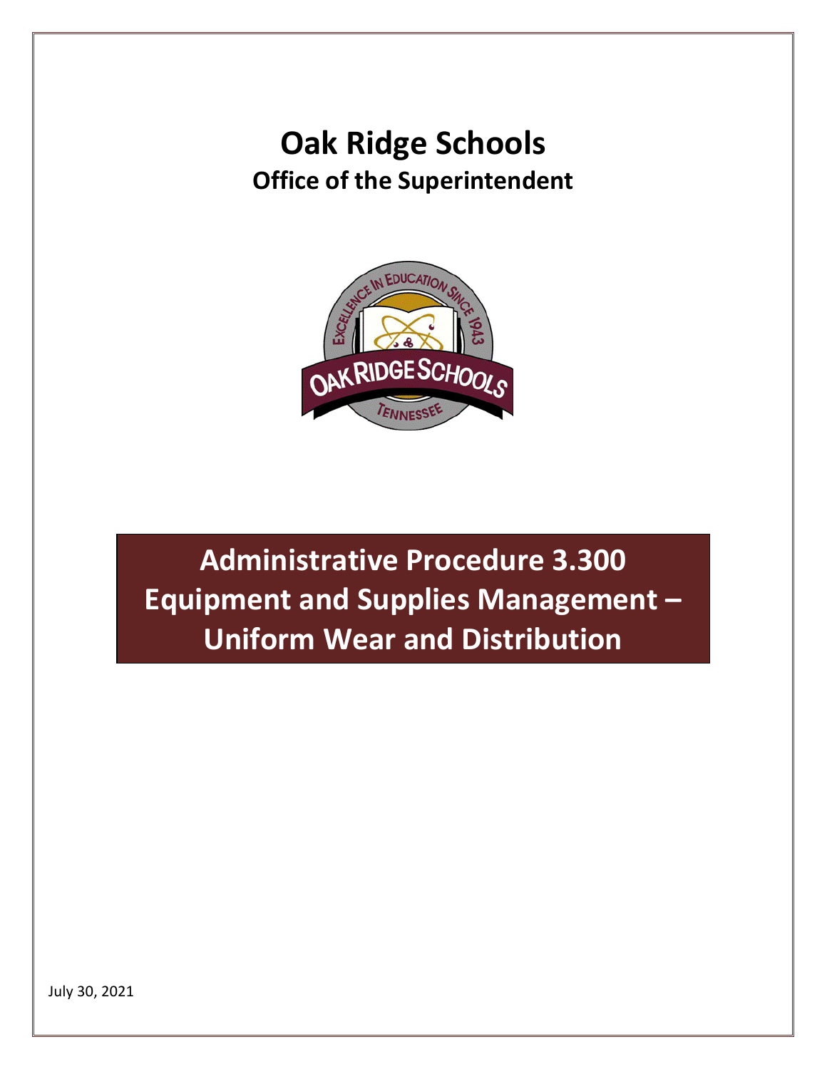# Oak Ridge Schools

## Office of the Superintendent

## Administrative Procedure 3.300
## Equipment and Supplies Management – Uniform Wear and Distribution

July 30, 2021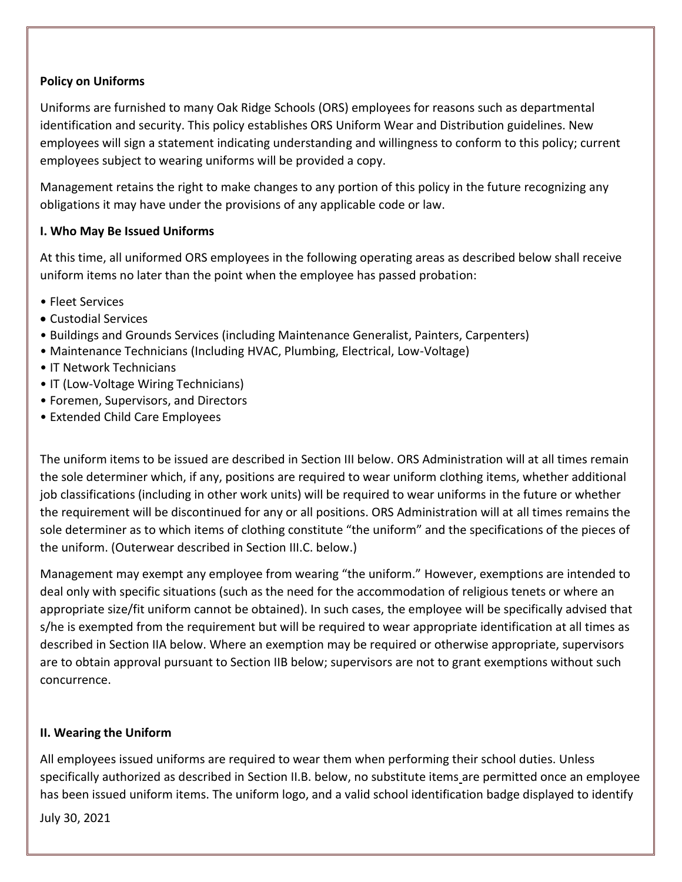**Policy on Uniforms**

Uniforms are furnished to many Oak Ridge Schools (ORS) employees for reasons such as departmental identification and security. This policy establishes ORS Uniform Wear and Distribution guidelines. New employees will sign a statement indicating understanding and willingness to conform to this policy; current employees subject to wearing uniforms will be provided a copy.

Management retains the right to make changes to any portion of this policy in the future recognizing any obligations it may have under the provisions of any applicable code or law.

**I. Who May Be Issued Uniforms**

At this time, all uniformed ORS employees in the following operating areas as described below shall receive uniform items no later than the point when the employee has passed probation:

- Fleet Services
- Custodial Services
- Buildings and Grounds Services (including Maintenance Generalist, Painters, Carpenters)
- Maintenance Technicians (Including HVAC, Plumbing, Electrical, Low-Voltage)
- IT Network Technicians
- IT (Low-Voltage Wiring Technicians)
- Foremen, Supervisors, and Directors
- Extended Child Care Employees

The uniform items to be issued are described in Section III below. ORS Administration will at all times remain the sole determiner which, if any, positions are required to wear uniform clothing items, whether additional job classifications (including in other work units) will be required to wear uniforms in the future or whether the requirement will be discontinued for any or all positions. ORS Administration will at all times remains the sole determiner as to which items of clothing constitute "the uniform" and the specifications of the pieces of the uniform. (Outerwear described in Section III.C. below.)

Management may exempt any employee from wearing "the uniform." However, exemptions are intended to deal only with specific situations (such as the need for the accommodation of religious tenets or where an appropriate size/fit uniform cannot be obtained). In such cases, the employee will be specifically advised that s/he is exempted from the requirement but will be required to wear appropriate identification at all times as described in Section IIA below. Where an exemption may be required or otherwise appropriate, supervisors are to obtain approval pursuant to Section IIB below; supervisors are not to grant exemptions without such concurrence.

**II. Wearing the Uniform**

All employees issued uniforms are required to wear them when performing their school duties. Unless specifically authorized as described in Section II.B. below, no substitute items are permitted once an employee has been issued uniform items. The uniform logo, and a valid school identification badge displayed to identify

July 30, 2021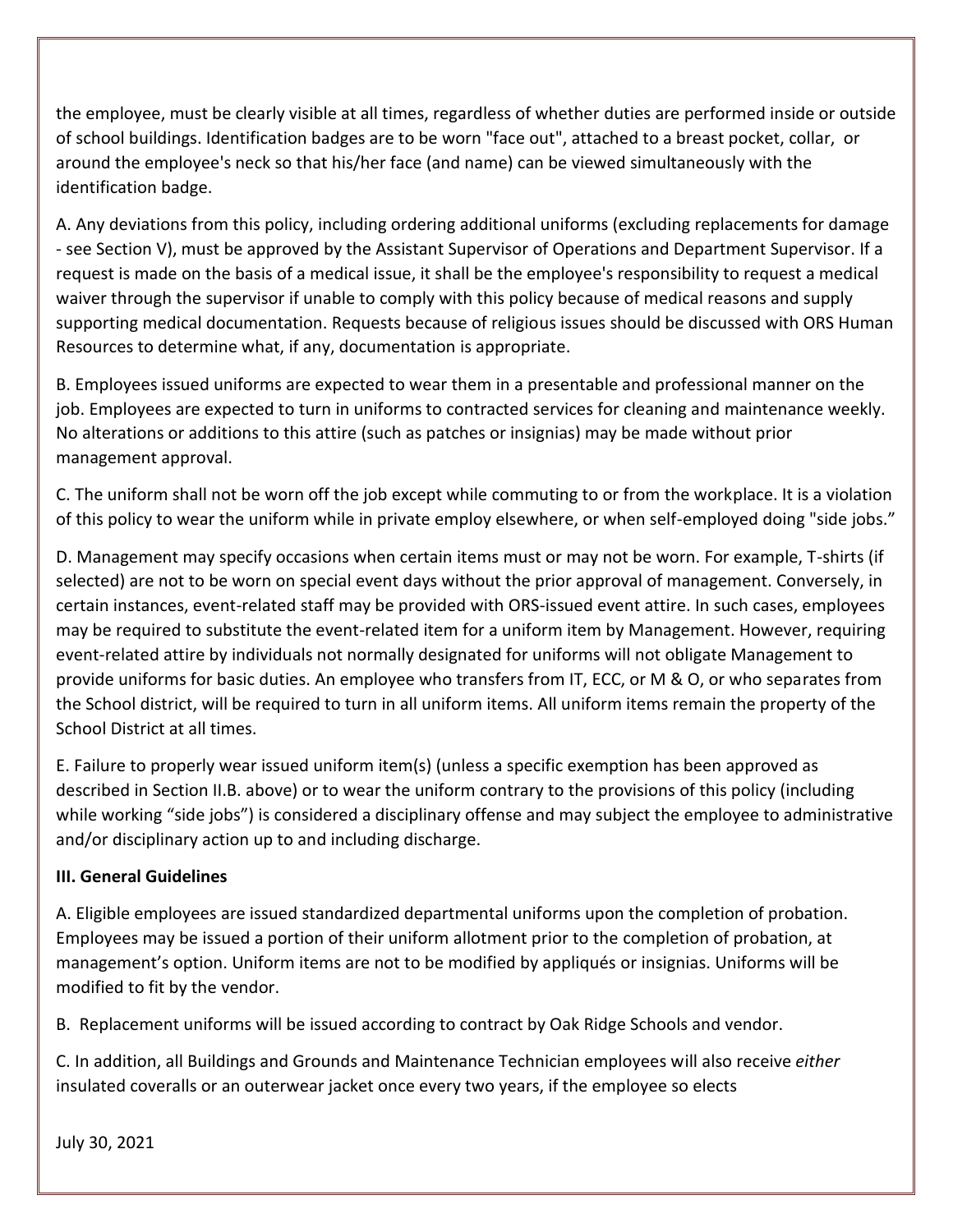the employee, must be clearly visible at all times, regardless of whether duties are performed inside or outside of school buildings. Identification badges are to be worn "face out", attached to a breast pocket, collar, or around the employee's neck so that his/her face (and name) can be viewed simultaneously with the identification badge.

A. Any deviations from this policy, including ordering additional uniforms (excluding replacements for damage - see Section V), must be approved by the Assistant Supervisor of Operations and Department Supervisor. If a request is made on the basis of a medical issue, it shall be the employee's responsibility to request a medical waiver through the supervisor if unable to comply with this policy because of medical reasons and supply supporting medical documentation. Requests because of religious issues should be discussed with ORS Human Resources to determine what, if any, documentation is appropriate.

B. Employees issued uniforms are expected to wear them in a presentable and professional manner on the job. Employees are expected to turn in uniforms to contracted services for cleaning and maintenance weekly. No alterations or additions to this attire (such as patches or insignias) may be made without prior management approval.

C. The uniform shall not be worn off the job except while commuting to or from the workplace. It is a violation of this policy to wear the uniform while in private employ elsewhere, or when self-employed doing "side jobs."

D. Management may specify occasions when certain items must or may not be worn. For example, T-shirts (if selected) are not to be worn on special event days without the prior approval of management. Conversely, in certain instances, event-related staff may be provided with ORS-issued event attire. In such cases, employees may be required to substitute the event-related item for a uniform item by Management. However, requiring event-related attire by individuals not normally designated for uniforms will not obligate Management to provide uniforms for basic duties. An employee who transfers from IT, ECC, or M & O, or who separates from the School district, will be required to turn in all uniform items. All uniform items remain the property of the School District at all times.

E. Failure to properly wear issued uniform item(s) (unless a specific exemption has been approved as described in Section II.B. above) or to wear the uniform contrary to the provisions of this policy (including while working "side jobs") is considered a disciplinary offense and may subject the employee to administrative and/or disciplinary action up to and including discharge.

**III. General Guidelines**

A. Eligible employees are issued standardized departmental uniforms upon the completion of probation. Employees may be issued a portion of their uniform allotment prior to the completion of probation, at management's option. Uniform items are not to be modified by appliqués or insignias. Uniforms will be modified to fit by the vendor.

B. Replacement uniforms will be issued according to contract by Oak Ridge Schools and vendor.

C. In addition, all Buildings and Grounds and Maintenance Technician employees will also receive *either* insulated coveralls or an outerwear jacket once every two years, if the employee so elects

July 30, 2021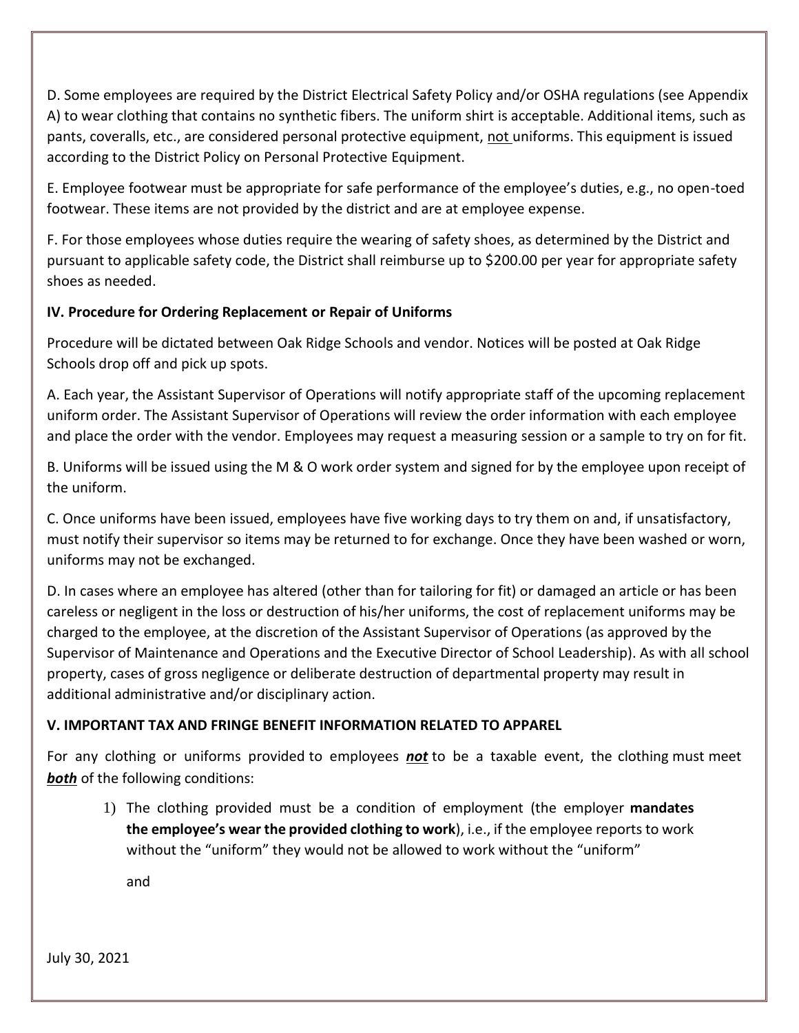D. Some employees are required by the District Electrical Safety Policy and/or OSHA regulations (see Appendix A) to wear clothing that contains no synthetic fibers. The uniform shirt is acceptable. Additional items, such as pants, coveralls, etc., are considered personal protective equipment, not uniforms. This equipment is issued according to the District Policy on Personal Protective Equipment.

E. Employee footwear must be appropriate for safe performance of the employee's duties, e.g., no open-toed footwear. These items are not provided by the district and are at employee expense.

F. For those employees whose duties require the wearing of safety shoes, as determined by the District and pursuant to applicable safety code, the District shall reimburse up to $200.00 per year for appropriate safety shoes as needed.

### IV. Procedure for Ordering Replacement or Repair of Uniforms

Procedure will be dictated between Oak Ridge Schools and vendor. Notices will be posted at Oak Ridge Schools drop off and pick up spots.

A. Each year, the Assistant Supervisor of Operations will notify appropriate staff of the upcoming replacement uniform order. The Assistant Supervisor of Operations will review the order information with each employee and place the order with the vendor. Employees may request a measuring session or a sample to try on for fit.

B. Uniforms will be issued using the M & O work order system and signed for by the employee upon receipt of the uniform.

C. Once uniforms have been issued, employees have five working days to try them on and, if unsatisfactory, must notify their supervisor so items may be returned to for exchange. Once they have been washed or worn, uniforms may not be exchanged.

D. In cases where an employee has altered (other than for tailoring for fit) or damaged an article or has been careless or negligent in the loss or destruction of his/her uniforms, the cost of replacement uniforms may be charged to the employee, at the discretion of the Assistant Supervisor of Operations (as approved by the Supervisor of Maintenance and Operations and the Executive Director of School Leadership). As with all school property, cases of gross negligence or deliberate destruction of departmental property may result in additional administrative and/or disciplinary action.

### V. IMPORTANT TAX AND FRINGE BENEFIT INFORMATION RELATED TO APPAREL

For any clothing or uniforms provided to employees ***not*** to be a taxable event, the clothing must meet ***both*** of the following conditions:

1) The clothing provided must be a condition of employment (the employer **mandates the employee's wear the provided clothing to work**), i.e., if the employee reports to work without the "uniform" they would not be allowed to work without the "uniform"

   and

July 30, 2021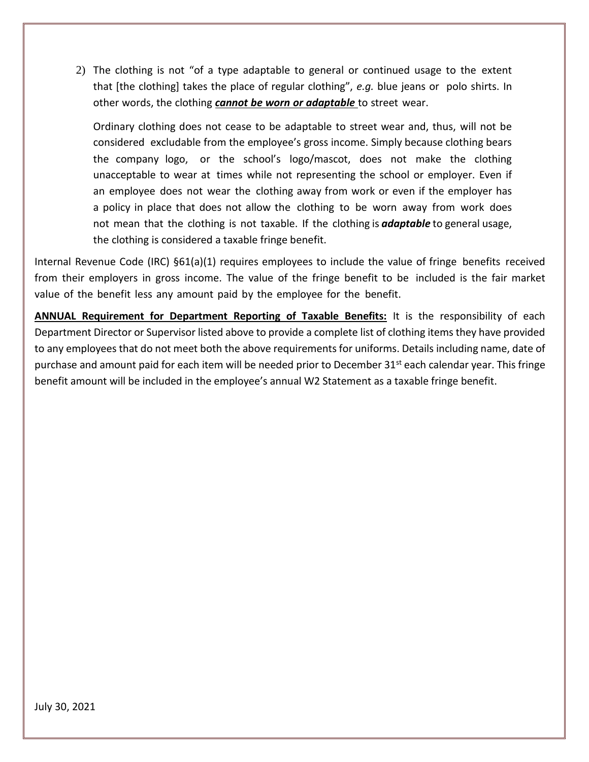2) The clothing is not "of a type adaptable to general or continued usage to the extent that [the clothing] takes the place of regular clothing", *e.g.* blue jeans or polo shirts. In other words, the clothing ***cannot be worn or adaptable*** to street wear.

   Ordinary clothing does not cease to be adaptable to street wear and, thus, will not be considered excludable from the employee's gross income. Simply because clothing bears the company logo, or the school's logo/mascot, does not make the clothing unacceptable to wear at times while not representing the school or employer. Even if an employee does not wear the clothing away from work or even if the employer has a policy in place that does not allow the clothing to be worn away from work does not mean that the clothing is not taxable. If the clothing is ***adaptable*** to general usage, the clothing is considered a taxable fringe benefit.

Internal Revenue Code (IRC) §61(a)(1) requires employees to include the value of fringe benefits received from their employers in gross income. The value of the fringe benefit to be included is the fair market value of the benefit less any amount paid by the employee for the benefit.

**ANNUAL Requirement for Department Reporting of Taxable Benefits:** It is the responsibility of each Department Director or Supervisor listed above to provide a complete list of clothing items they have provided to any employees that do not meet both the above requirements for uniforms. Details including name, date of purchase and amount paid for each item will be needed prior to December 31st each calendar year. This fringe benefit amount will be included in the employee's annual W2 Statement as a taxable fringe benefit.

July 30, 2021